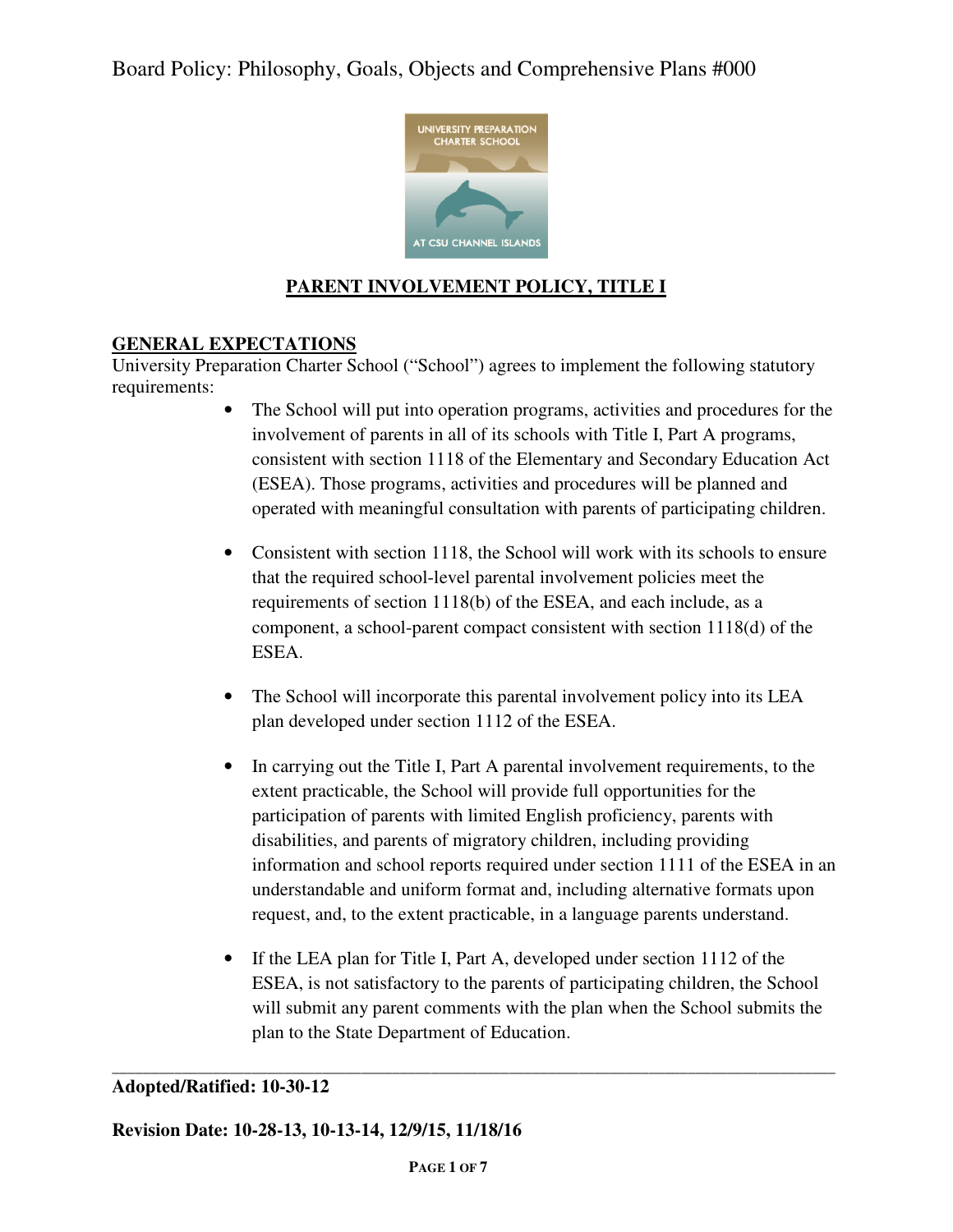# Board Policy: Philosophy, Goals, Objects and Comprehensive Plans #000

## PARENT INVOLVEMENT POLICY, TITLE I

### GENERAL EXPECTATIONS

University Preparation Charter School ("School") agrees to implement the following statutory requirements:

- The School will put into operation programs, activities and procedures for the involvement of parents in all of its schools with Title I, Part A programs, consistent with section 1118 of the Elementary and Secondary Education Act (ESEA). Those programs, activities and procedures will be planned and operated with meaningful consultation with parents of participating children.

- Consistent with section 1118, the School will work with its schools to ensure that the required school-level parental involvement policies meet the requirements of section 1118(b) of the ESEA, and each include, as a component, a school-parent compact consistent with section 1118(d) of the ESEA.

- The School will incorporate this parental involvement policy into its LEA plan developed under section 1112 of the ESEA.

- In carrying out the Title I, Part A parental involvement requirements, to the extent practicable, the School will provide full opportunities for the participation of parents with limited English proficiency, parents with disabilities, and parents of migratory children, including providing information and school reports required under section 1111 of the ESEA in an understandable and uniform format and, including alternative formats upon request, and, to the extent practicable, in a language parents understand.

- If the LEA plan for Title I, Part A, developed under section 1112 of the ESEA, is not satisfactory to the parents of participating children, the School will submit any parent comments with the plan when the School submits the plan to the State Department of Education.

---

**Adopted/Ratified: 10-30-12**

**Revision Date: 10-28-13, 10-13-14, 12/9/15, 11/18/16**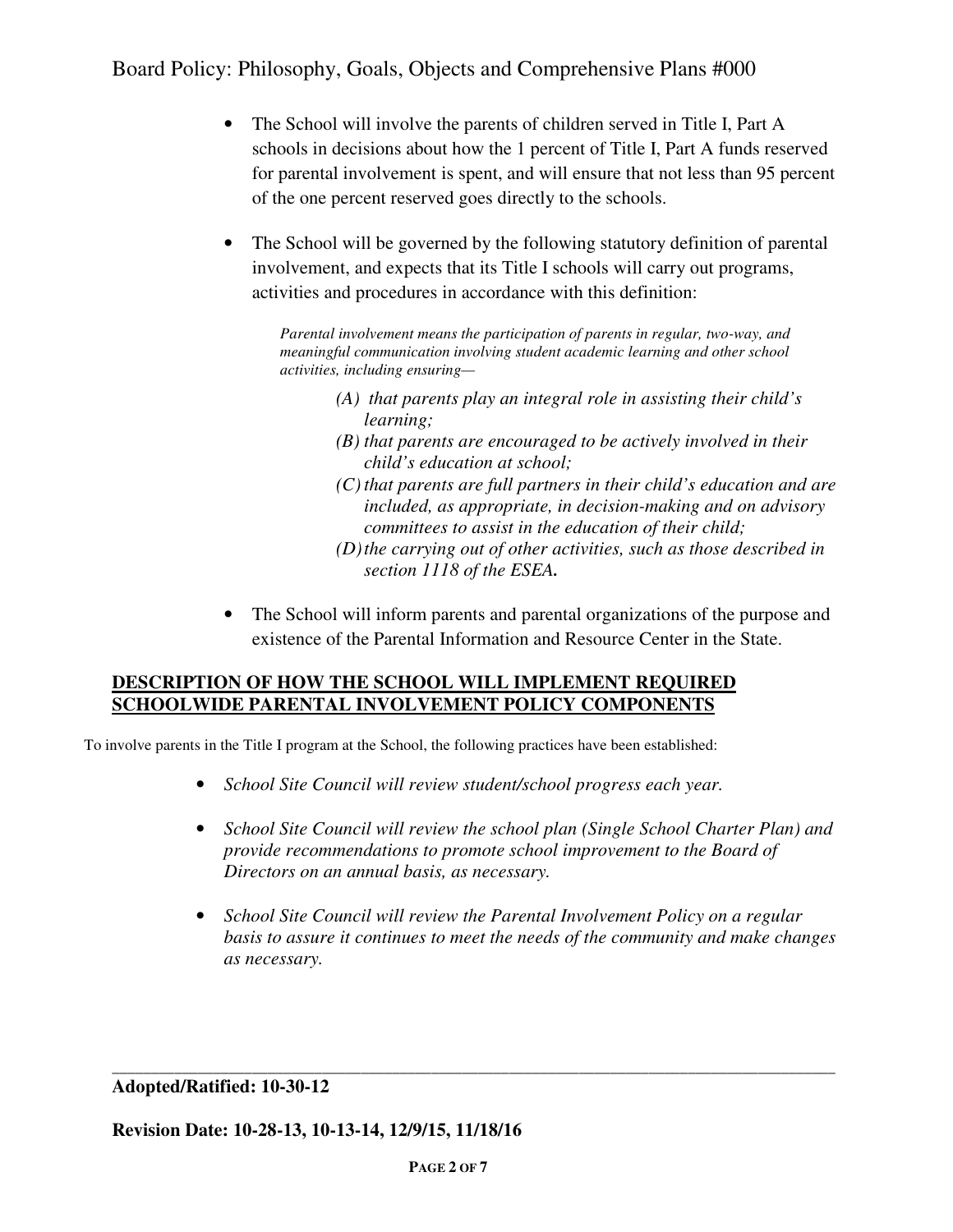- The School will involve the parents of children served in Title I, Part A schools in decisions about how the 1 percent of Title I, Part A funds reserved for parental involvement is spent, and will ensure that not less than 95 percent of the one percent reserved goes directly to the schools.

- The School will be governed by the following statutory definition of parental involvement, and expects that its Title I schools will carry out programs, activities and procedures in accordance with this definition:

  *Parental involvement means the participation of parents in regular, two-way, and meaningful communication involving student academic learning and other school activities, including ensuring—*

  *(A) that parents play an integral role in assisting their child's learning;*
  *(B) that parents are encouraged to be actively involved in their child's education at school;*
  *(C) that parents are full partners in their child's education and are included, as appropriate, in decision-making and on advisory committees to assist in the education of their child;*
  *(D) the carrying out of other activities, such as those described in section 1118 of the ESEA.*

- The School will inform parents and parental organizations of the purpose and existence of the Parental Information and Resource Center in the State.

**DESCRIPTION OF HOW THE SCHOOL WILL IMPLEMENT REQUIRED SCHOOLWIDE PARENTAL INVOLVEMENT POLICY COMPONENTS**

To involve parents in the Title I program at the School, the following practices have been established:

- *School Site Council will review student/school progress each year.*

- *School Site Council will review the school plan (Single School Charter Plan) and provide recommendations to promote school improvement to the Board of Directors on an annual basis, as necessary.*

- *School Site Council will review the Parental Involvement Policy on a regular basis to assure it continues to meet the needs of the community and make changes as necessary.*

---

**Adopted/Ratified: 10-30-12**

**Revision Date: 10-28-13, 10-13-14, 12/9/15, 11/18/16**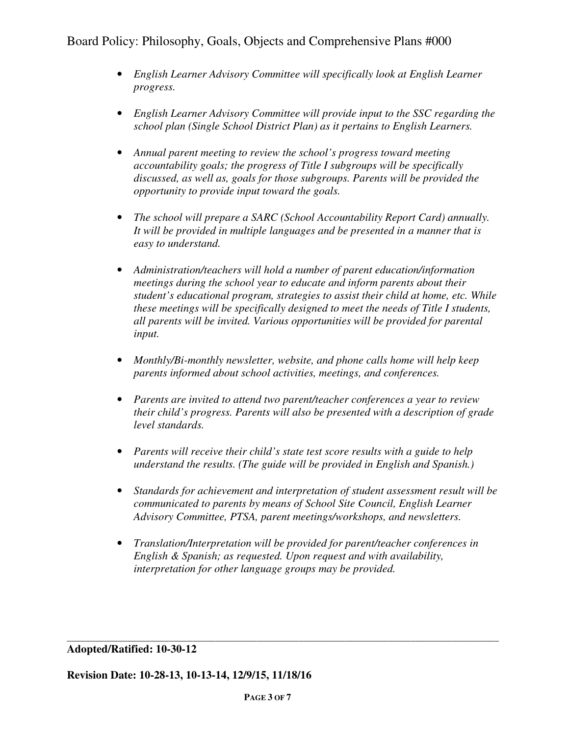- *English Learner Advisory Committee will specifically look at English Learner progress.*

- *English Learner Advisory Committee will provide input to the SSC regarding the school plan (Single School District Plan) as it pertains to English Learners.*

- *Annual parent meeting to review the school's progress toward meeting accountability goals; the progress of Title I subgroups will be specifically discussed, as well as, goals for those subgroups. Parents will be provided the opportunity to provide input toward the goals.*

- *The school will prepare a SARC (School Accountability Report Card) annually. It will be provided in multiple languages and be presented in a manner that is easy to understand.*

- *Administration/teachers will hold a number of parent education/information meetings during the school year to educate and inform parents about their student's educational program, strategies to assist their child at home, etc. While these meetings will be specifically designed to meet the needs of Title I students, all parents will be invited. Various opportunities will be provided for parental input.*

- *Monthly/Bi-monthly newsletter, website, and phone calls home will help keep parents informed about school activities, meetings, and conferences.*

- *Parents are invited to attend two parent/teacher conferences a year to review their child's progress. Parents will also be presented with a description of grade level standards.*

- *Parents will receive their child's state test score results with a guide to help understand the results. (The guide will be provided in English and Spanish.)*

- *Standards for achievement and interpretation of student assessment result will be communicated to parents by means of School Site Council, English Learner Advisory Committee, PTSA, parent meetings/workshops, and newsletters.*

- *Translation/Interpretation will be provided for parent/teacher conferences in English & Spanish; as requested. Upon request and with availability, interpretation for other language groups may be provided.*

---

**Adopted/Ratified: 10-30-12**

**Revision Date: 10-28-13, 10-13-14, 12/9/15, 11/18/16**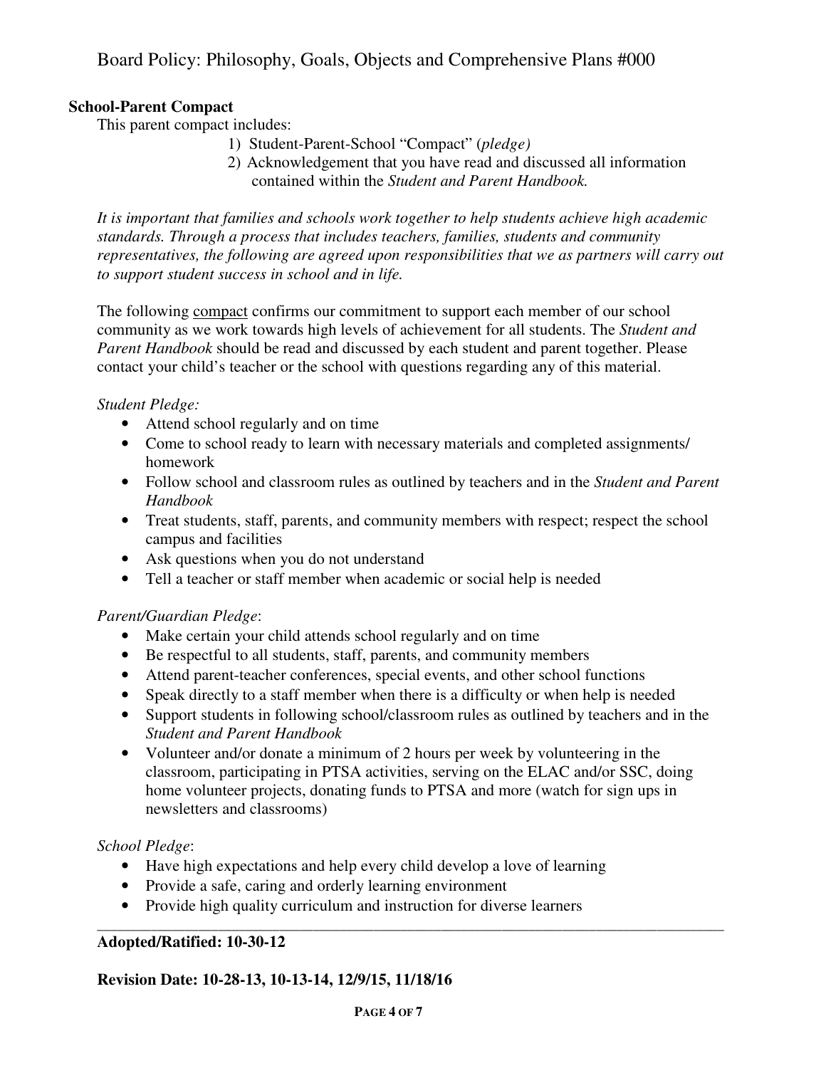**School-Parent Compact**

This parent compact includes:

1) Student-Parent-School "Compact" (*pledge)*
2) Acknowledgement that you have read and discussed all information contained within the *Student and Parent Handbook.*

*It is important that families and schools work together to help students achieve high academic standards. Through a process that includes teachers, families, students and community representatives, the following are agreed upon responsibilities that we as partners will carry out to support student success in school and in life.*

The following compact confirms our commitment to support each member of our school community as we work towards high levels of achievement for all students. The *Student and Parent Handbook* should be read and discussed by each student and parent together. Please contact your child's teacher or the school with questions regarding any of this material.

*Student Pledge:*

- Attend school regularly and on time
- Come to school ready to learn with necessary materials and completed assignments/ homework
- Follow school and classroom rules as outlined by teachers and in the *Student and Parent Handbook*
- Treat students, staff, parents, and community members with respect; respect the school campus and facilities
- Ask questions when you do not understand
- Tell a teacher or staff member when academic or social help is needed

*Parent/Guardian Pledge*:

- Make certain your child attends school regularly and on time
- Be respectful to all students, staff, parents, and community members
- Attend parent-teacher conferences, special events, and other school functions
- Speak directly to a staff member when there is a difficulty or when help is needed
- Support students in following school/classroom rules as outlined by teachers and in the *Student and Parent Handbook*
- Volunteer and/or donate a minimum of 2 hours per week by volunteering in the classroom, participating in PTSA activities, serving on the ELAC and/or SSC, doing home volunteer projects, donating funds to PTSA and more (watch for sign ups in newsletters and classrooms)

*School Pledge*:

- Have high expectations and help every child develop a love of learning
- Provide a safe, caring and orderly learning environment
- Provide high quality curriculum and instruction for diverse learners

---

**Adopted/Ratified: 10-30-12**

**Revision Date: 10-28-13, 10-13-14, 12/9/15, 11/18/16**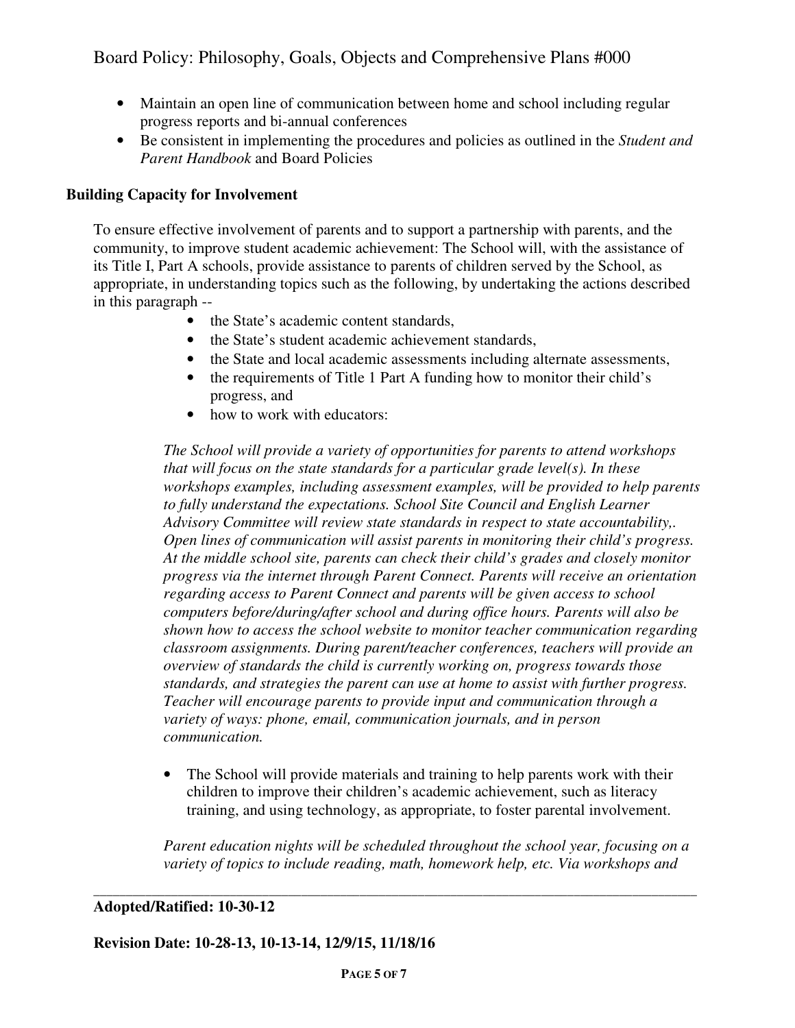- Maintain an open line of communication between home and school including regular progress reports and bi-annual conferences
- Be consistent in implementing the procedures and policies as outlined in the *Student and Parent Handbook* and Board Policies

**Building Capacity for Involvement**

To ensure effective involvement of parents and to support a partnership with parents, and the community, to improve student academic achievement: The School will, with the assistance of its Title I, Part A schools, provide assistance to parents of children served by the School, as appropriate, in understanding topics such as the following, by undertaking the actions described in this paragraph --

- the State's academic content standards,
- the State's student academic achievement standards,
- the State and local academic assessments including alternate assessments,
- the requirements of Title 1 Part A funding how to monitor their child's progress, and
- how to work with educators:

*The School will provide a variety of opportunities for parents to attend workshops that will focus on the state standards for a particular grade level(s). In these workshops examples, including assessment examples, will be provided to help parents to fully understand the expectations. School Site Council and English Learner Advisory Committee will review state standards in respect to state accountability,. Open lines of communication will assist parents in monitoring their child's progress. At the middle school site, parents can check their child's grades and closely monitor progress via the internet through Parent Connect. Parents will receive an orientation regarding access to Parent Connect and parents will be given access to school computers before/during/after school and during office hours. Parents will also be shown how to access the school website to monitor teacher communication regarding classroom assignments. During parent/teacher conferences, teachers will provide an overview of standards the child is currently working on, progress towards those standards, and strategies the parent can use at home to assist with further progress. Teacher will encourage parents to provide input and communication through a variety of ways: phone, email, communication journals, and in person communication.*

- The School will provide materials and training to help parents work with their children to improve their children's academic achievement, such as literacy training, and using technology, as appropriate, to foster parental involvement.

*Parent education nights will be scheduled throughout the school year, focusing on a variety of topics to include reading, math, homework help, etc. Via workshops and*

**Adopted/Ratified: 10-30-12**

**Revision Date: 10-28-13, 10-13-14, 12/9/15, 11/18/16**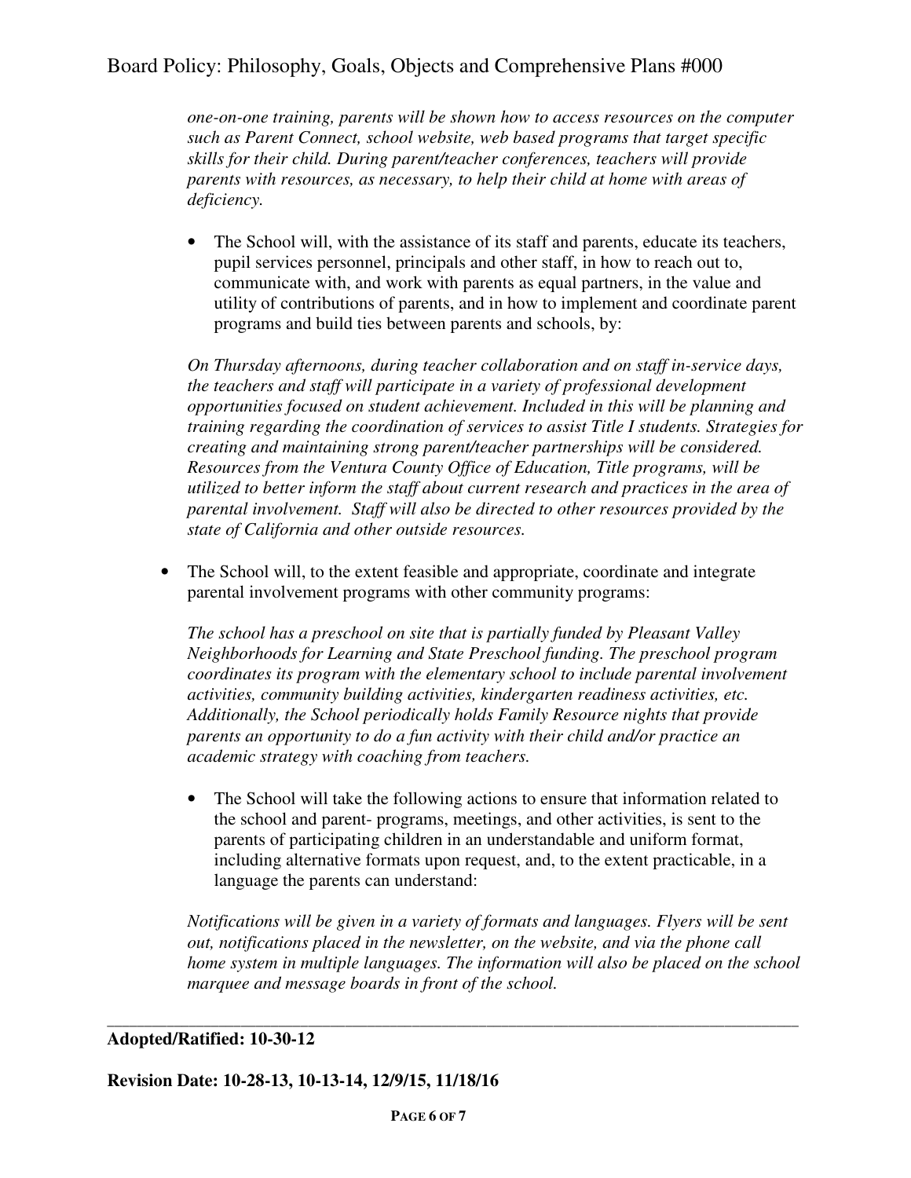*one-on-one training, parents will be shown how to access resources on the computer such as Parent Connect, school website, web based programs that target specific skills for their child. During parent/teacher conferences, teachers will provide parents with resources, as necessary, to help their child at home with areas of deficiency.*

- The School will, with the assistance of its staff and parents, educate its teachers, pupil services personnel, principals and other staff, in how to reach out to, communicate with, and work with parents as equal partners, in the value and utility of contributions of parents, and in how to implement and coordinate parent programs and build ties between parents and schools, by:

*On Thursday afternoons, during teacher collaboration and on staff in-service days, the teachers and staff will participate in a variety of professional development opportunities focused on student achievement. Included in this will be planning and training regarding the coordination of services to assist Title I students. Strategies for creating and maintaining strong parent/teacher partnerships will be considered. Resources from the Ventura County Office of Education, Title programs, will be utilized to better inform the staff about current research and practices in the area of parental involvement. Staff will also be directed to other resources provided by the state of California and other outside resources.*

- The School will, to the extent feasible and appropriate, coordinate and integrate parental involvement programs with other community programs:

*The school has a preschool on site that is partially funded by Pleasant Valley Neighborhoods for Learning and State Preschool funding. The preschool program coordinates its program with the elementary school to include parental involvement activities, community building activities, kindergarten readiness activities, etc. Additionally, the School periodically holds Family Resource nights that provide parents an opportunity to do a fun activity with their child and/or practice an academic strategy with coaching from teachers.*

- The School will take the following actions to ensure that information related to the school and parent- programs, meetings, and other activities, is sent to the parents of participating children in an understandable and uniform format, including alternative formats upon request, and, to the extent practicable, in a language the parents can understand:

*Notifications will be given in a variety of formats and languages. Flyers will be sent out, notifications placed in the newsletter, on the website, and via the phone call home system in multiple languages. The information will also be placed on the school marquee and message boards in front of the school.*

---

**Adopted/Ratified: 10-30-12**

**Revision Date: 10-28-13, 10-13-14, 12/9/15, 11/18/16**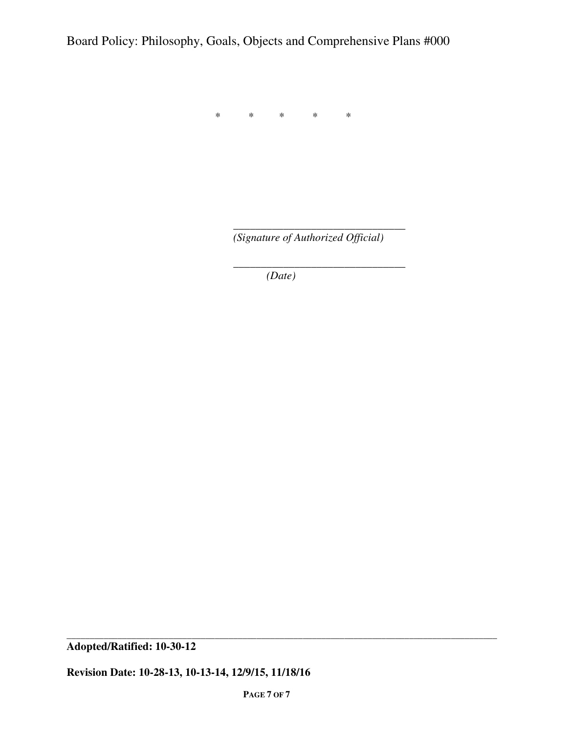\*          \*          \*          \*          \*

________________________________
*(Signature of Authorized Official)*

________________________________
*(Date)*

---

**Adopted/Ratified: 10-30-12**

**Revision Date: 10-28-13, 10-13-14, 12/9/15, 11/18/16**